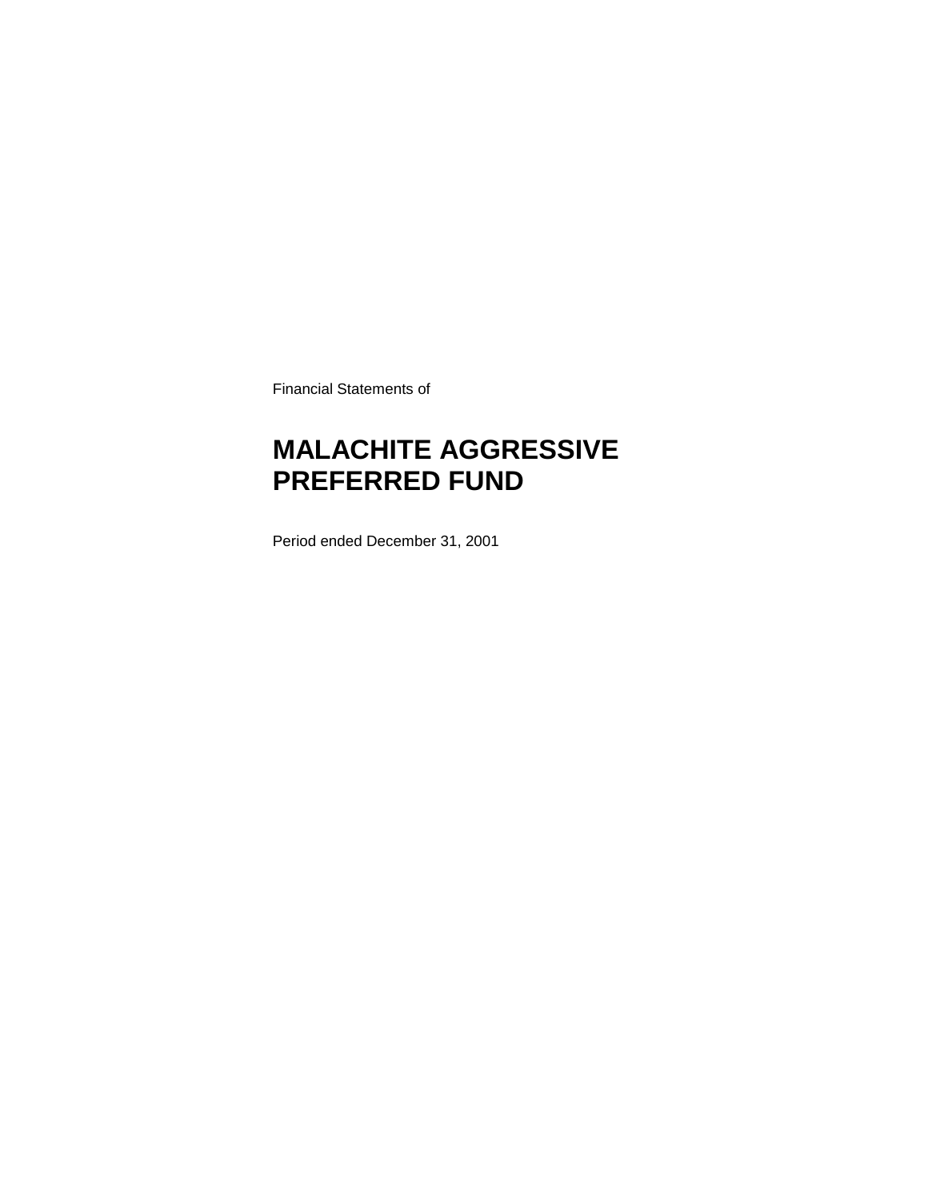Financial Statements of

# MALACHITE AGGRESSIVE PREFERRED FUND

Period ended December 31, 2001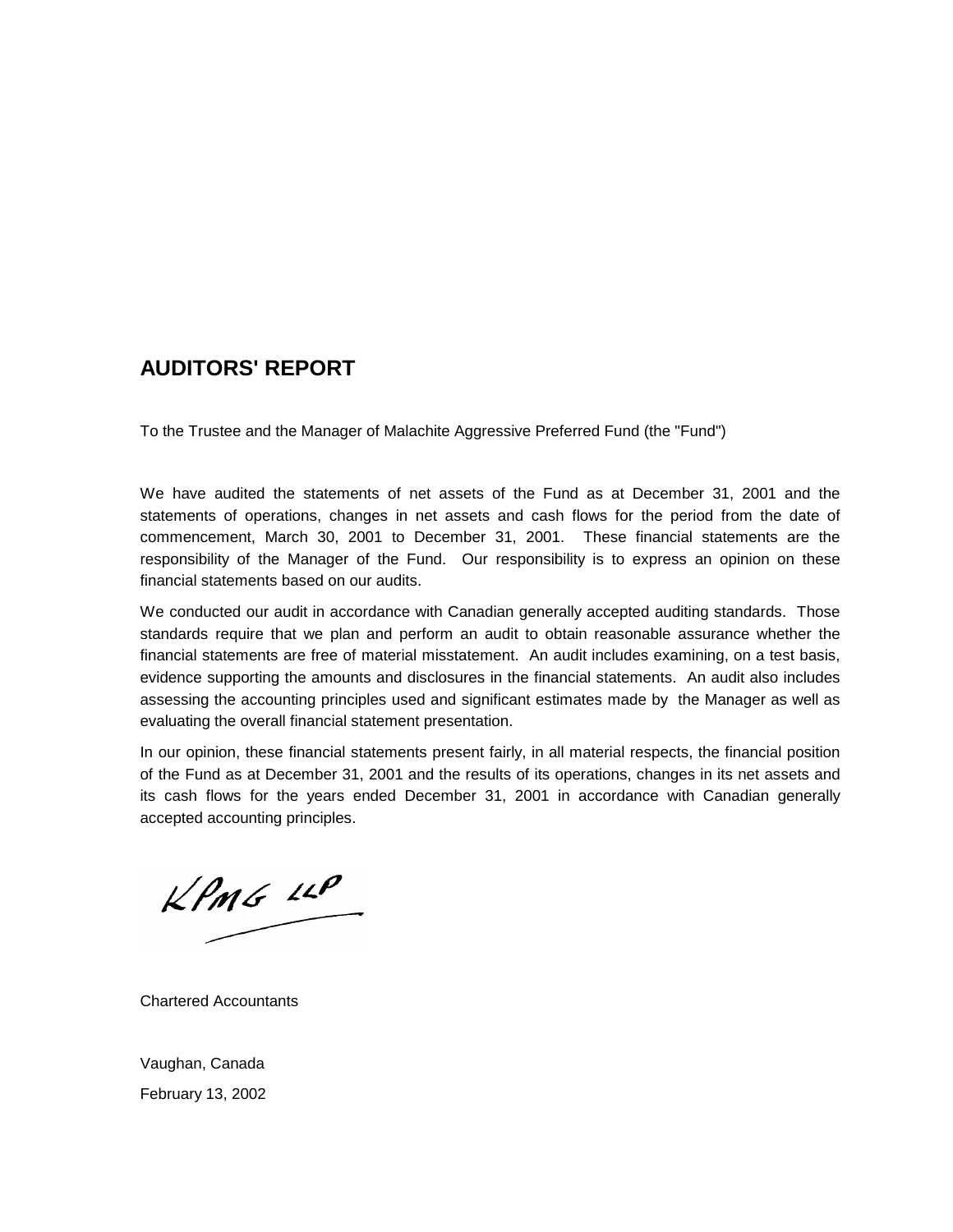# AUDITORS' REPORT

To the Trustee and the Manager of Malachite Aggressive Preferred Fund (the "Fund")

We have audited the statements of net assets of the Fund as at December 31, 2001 and the statements of operations, changes in net assets and cash flows for the period from the date of commencement, March 30, 2001 to December 31, 2001. These financial statements are the responsibility of the Manager of the Fund. Our responsibility is to express an opinion on these financial statements based on our audits.

We conducted our audit in accordance with Canadian generally accepted auditing standards. Those standards require that we plan and perform an audit to obtain reasonable assurance whether the financial statements are free of material misstatement. An audit includes examining, on a test basis, evidence supporting the amounts and disclosures in the financial statements. An audit also includes assessing the accounting principles used and significant estimates made by the Manager as well as evaluating the overall financial statement presentation.

In our opinion, these financial statements present fairly, in all material respects, the financial position of the Fund as at December 31, 2001 and the results of its operations, changes in its net assets and its cash flows for the years ended December 31, 2001 in accordance with Canadian generally accepted accounting principles.

KPMG LLP

Chartered Accountants

Vaughan, Canada

February 13, 2002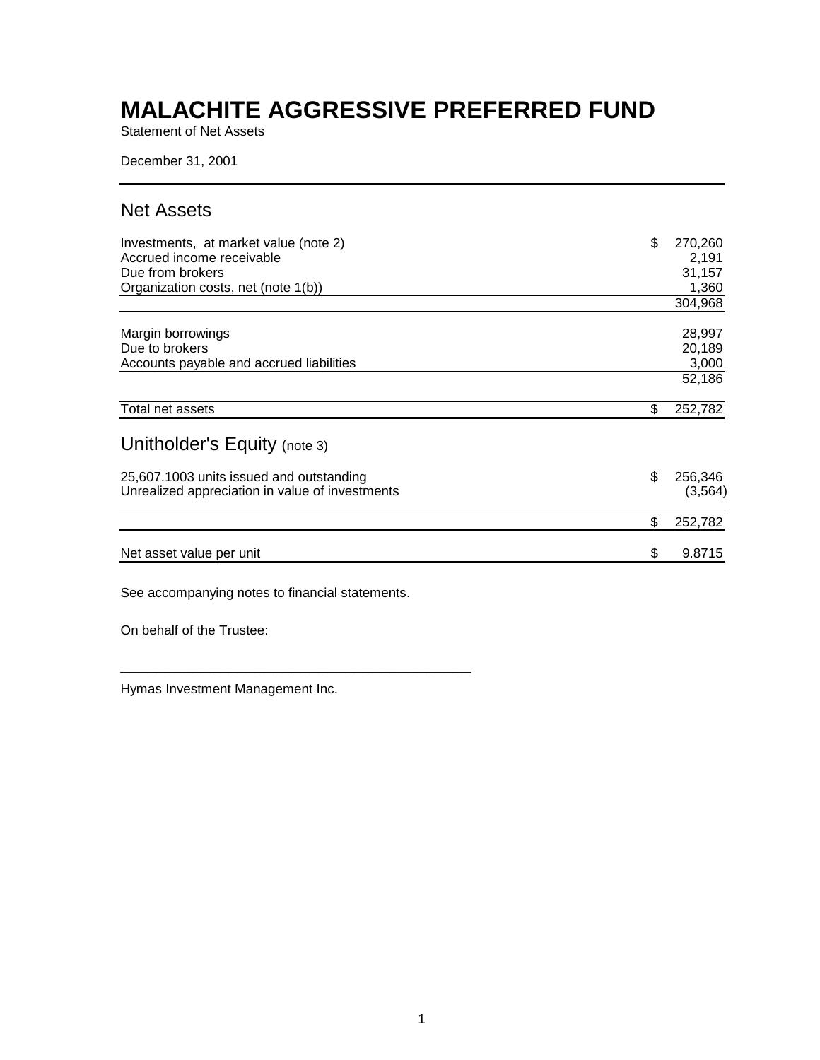# MALACHITE AGGRESSIVE PREFERRED FUND

Statement of Net Assets

December 31, 2001

## Net Assets

| | | |
|---|---|---|
| Investments, at market value (note 2) | $ | 270,260 |
| Accrued income receivable | | 2,191 |
| Due from brokers | | 31,157 |
| Organization costs, net (note 1(b)) | | 1,360 |
| | | 304,968 |
| Margin borrowings | | 28,997 |
| Due to brokers | | 20,189 |
| Accounts payable and accrued liabilities | | 3,000 |
| | | 52,186 |
| Total net assets | $ | 252,782 |

## Unitholder's Equity (note 3)

| | | |
|---|---|---|
| 25,607.1003 units issued and outstanding | $ | 256,346 |
| Unrealized appreciation in value of investments | | (3,564) |
| | $ | 252,782 |
| Net asset value per unit | $ | 9.8715 |

See accompanying notes to financial statements.

On behalf of the Trustee:

_______________________________________________

Hymas Investment Management Inc.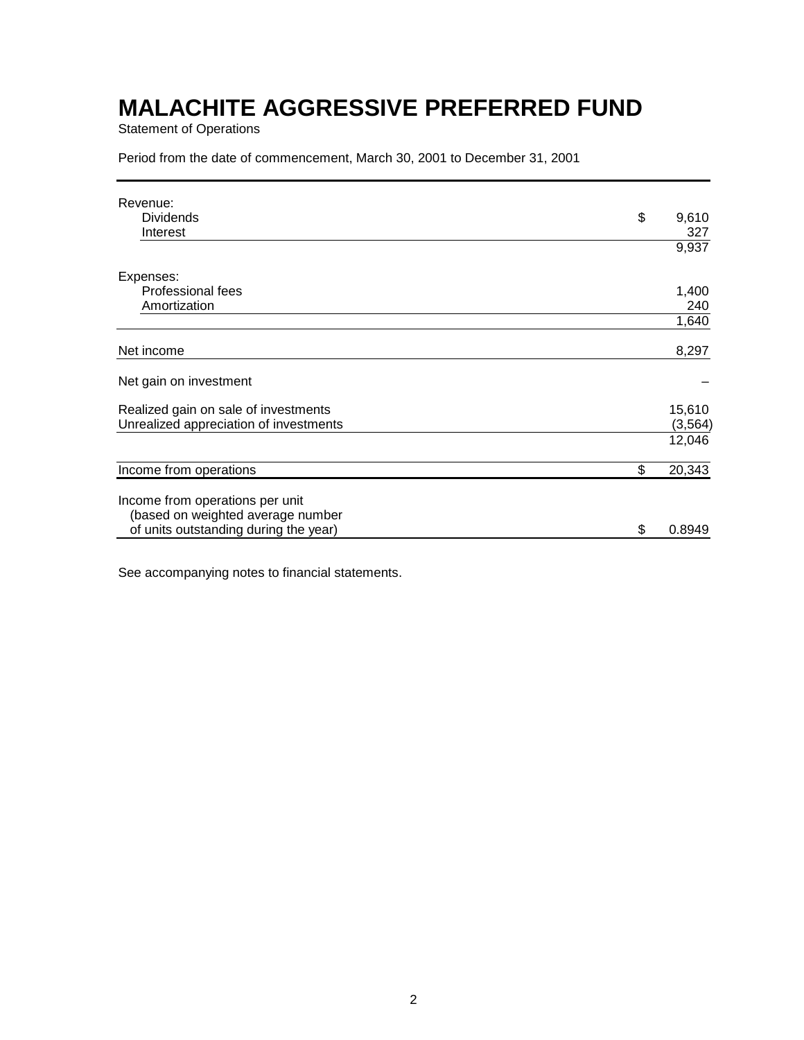# MALACHITE AGGRESSIVE PREFERRED FUND

Statement of Operations

Period from the date of commencement, March 30, 2001 to December 31, 2001

| | |
|---|---|
| Revenue: | |
| Dividends | $ 9,610 |
| Interest | 327 |
| | 9,937 |
| Expenses: | |
| Professional fees | 1,400 |
| Amortization | 240 |
| | 1,640 |
| Net income | 8,297 |
| Net gain on investment | – |
| Realized gain on sale of investments | 15,610 |
| Unrealized appreciation of investments | (3,564) |
| | 12,046 |
| Income from operations | $ 20,343 |
| Income from operations per unit (based on weighted average number of units outstanding during the year) | $ 0.8949 |

See accompanying notes to financial statements.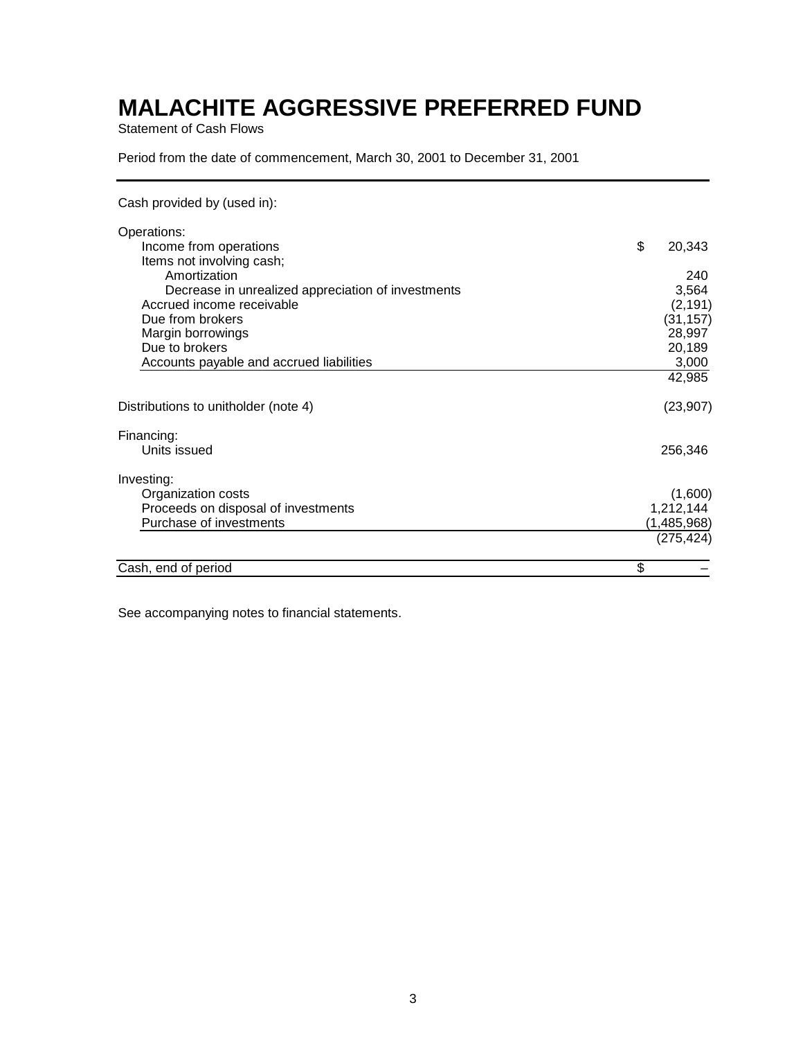# MALACHITE AGGRESSIVE PREFERRED FUND

Statement of Cash Flows

Period from the date of commencement, March 30, 2001 to December 31, 2001

| | |
|---|---|
| Cash provided by (used in): | |
| Operations: | |
| Income from operations | $ 20,343 |
| Items not involving cash; | |
| Amortization | 240 |
| Decrease in unrealized appreciation of investments | 3,564 |
| Accrued income receivable | (2,191) |
| Due from brokers | (31,157) |
| Margin borrowings | 28,997 |
| Due to brokers | 20,189 |
| Accounts payable and accrued liabilities | 3,000 |
| | 42,985 |
| Distributions to unitholder (note 4) | (23,907) |
| Financing: | |
| Units issued | 256,346 |
| Investing: | |
| Organization costs | (1,600) |
| Proceeds on disposal of investments | 1,212,144 |
| Purchase of investments | (1,485,968) |
| | (275,424) |
| Cash, end of period | $ – |

See accompanying notes to financial statements.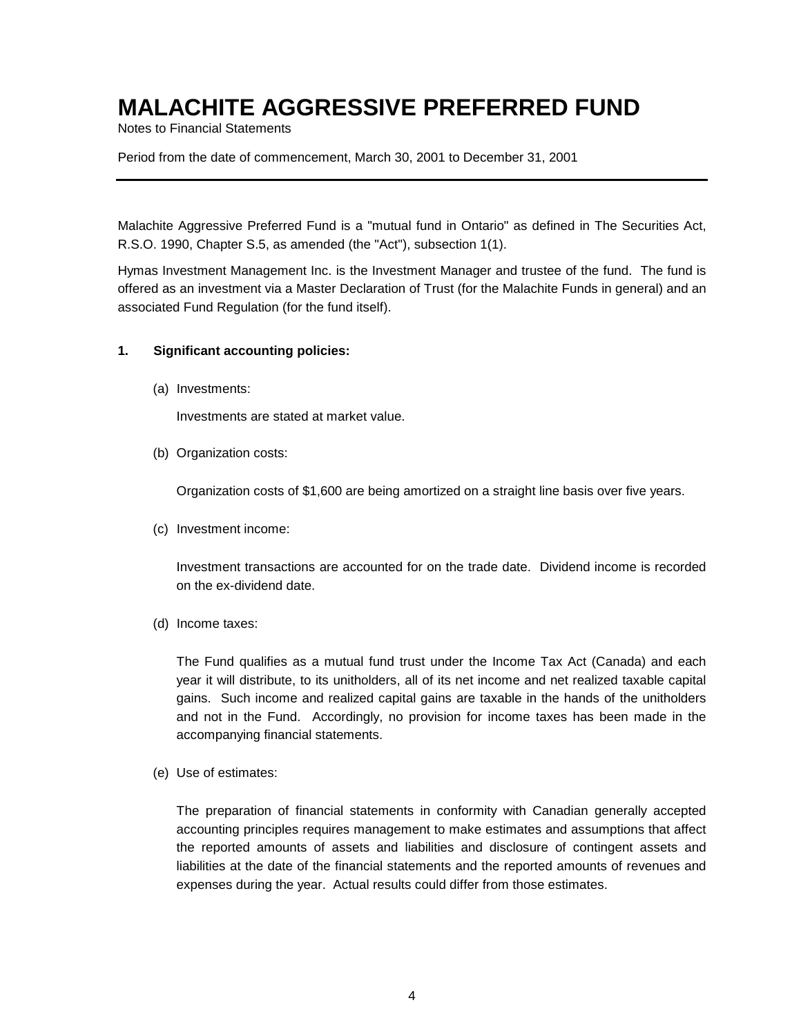# MALACHITE AGGRESSIVE PREFERRED FUND

Notes to Financial Statements

Period from the date of commencement, March 30, 2001 to December 31, 2001

---

Malachite Aggressive Preferred Fund is a "mutual fund in Ontario" as defined in The Securities Act, R.S.O. 1990, Chapter S.5, as amended (the "Act"), subsection 1(1).

Hymas Investment Management Inc. is the Investment Manager and trustee of the fund. The fund is offered as an investment via a Master Declaration of Trust (for the Malachite Funds in general) and an associated Fund Regulation (for the fund itself).

**1. Significant accounting policies:**

(a) Investments:

Investments are stated at market value.

(b) Organization costs:

Organization costs of $1,600 are being amortized on a straight line basis over five years.

(c) Investment income:

Investment transactions are accounted for on the trade date. Dividend income is recorded on the ex-dividend date.

(d) Income taxes:

The Fund qualifies as a mutual fund trust under the Income Tax Act (Canada) and each year it will distribute, to its unitholders, all of its net income and net realized taxable capital gains. Such income and realized capital gains are taxable in the hands of the unitholders and not in the Fund. Accordingly, no provision for income taxes has been made in the accompanying financial statements.

(e) Use of estimates:

The preparation of financial statements in conformity with Canadian generally accepted accounting principles requires management to make estimates and assumptions that affect the reported amounts of assets and liabilities and disclosure of contingent assets and liabilities at the date of the financial statements and the reported amounts of revenues and expenses during the year. Actual results could differ from those estimates.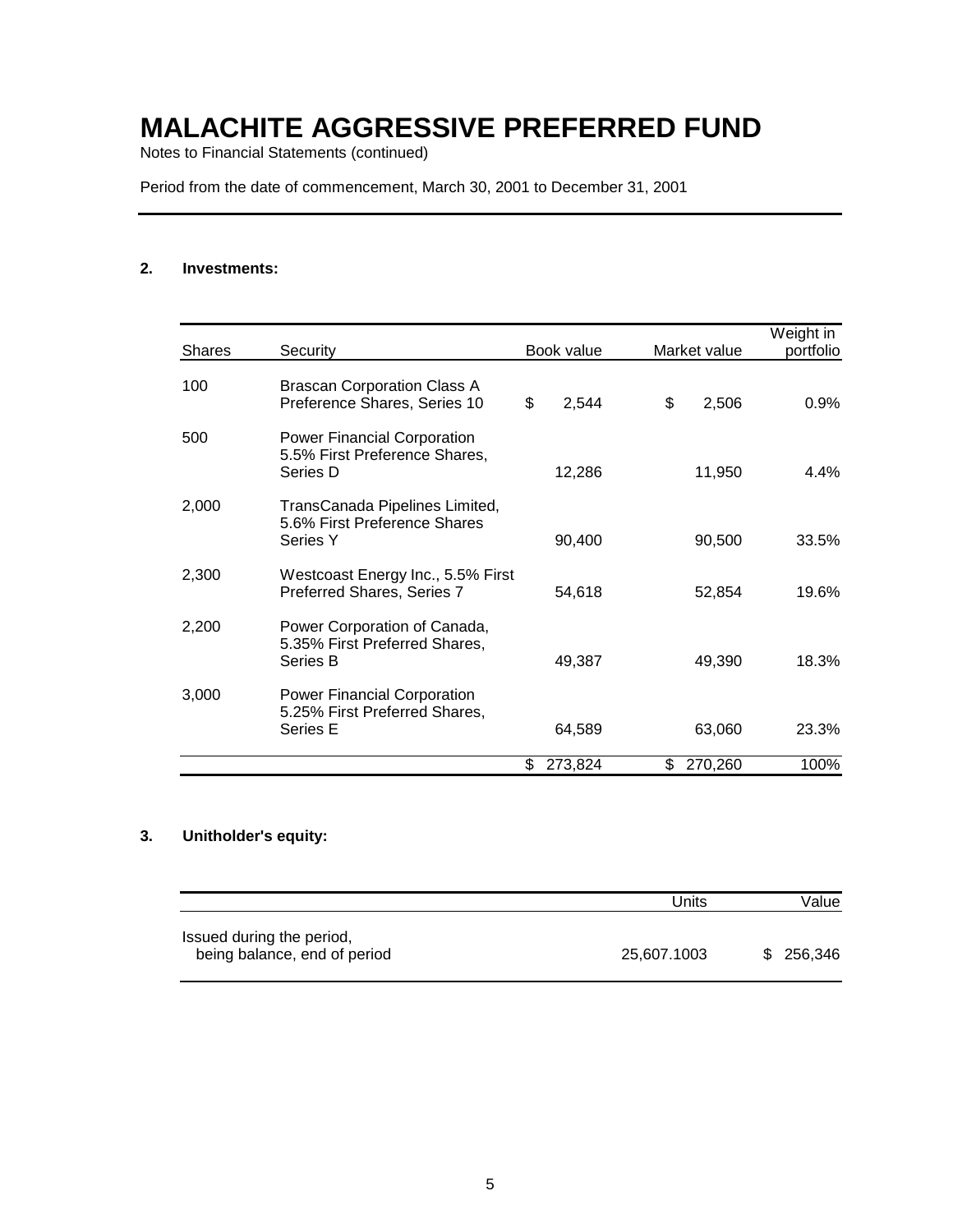# MALACHITE AGGRESSIVE PREFERRED FUND

Notes to Financial Statements (continued)

Period from the date of commencement, March 30, 2001 to December 31, 2001

**2. Investments:**

| Shares | Security | Book value | Market value | Weight in portfolio |
|---|---|---|---|---|
| 100 | Brascan Corporation Class A Preference Shares, Series 10 | $ 2,544 | $ 2,506 | 0.9% |
| 500 | Power Financial Corporation 5.5% First Preference Shares, Series D | 12,286 | 11,950 | 4.4% |
| 2,000 | TransCanada Pipelines Limited, 5.6% First Preference Shares Series Y | 90,400 | 90,500 | 33.5% |
| 2,300 | Westcoast Energy Inc., 5.5% First Preferred Shares, Series 7 | 54,618 | 52,854 | 19.6% |
| 2,200 | Power Corporation of Canada, 5.35% First Preferred Shares, Series B | 49,387 | 49,390 | 18.3% |
| 3,000 | Power Financial Corporation 5.25% First Preferred Shares, Series E | 64,589 | 63,060 | 23.3% |
| | | $ 273,824 | $ 270,260 | 100% |

**3. Unitholder's equity:**

| | Units | Value |
|---|---|---|
| Issued during the period, being balance, end of period | 25,607.1003 | $ 256,346 |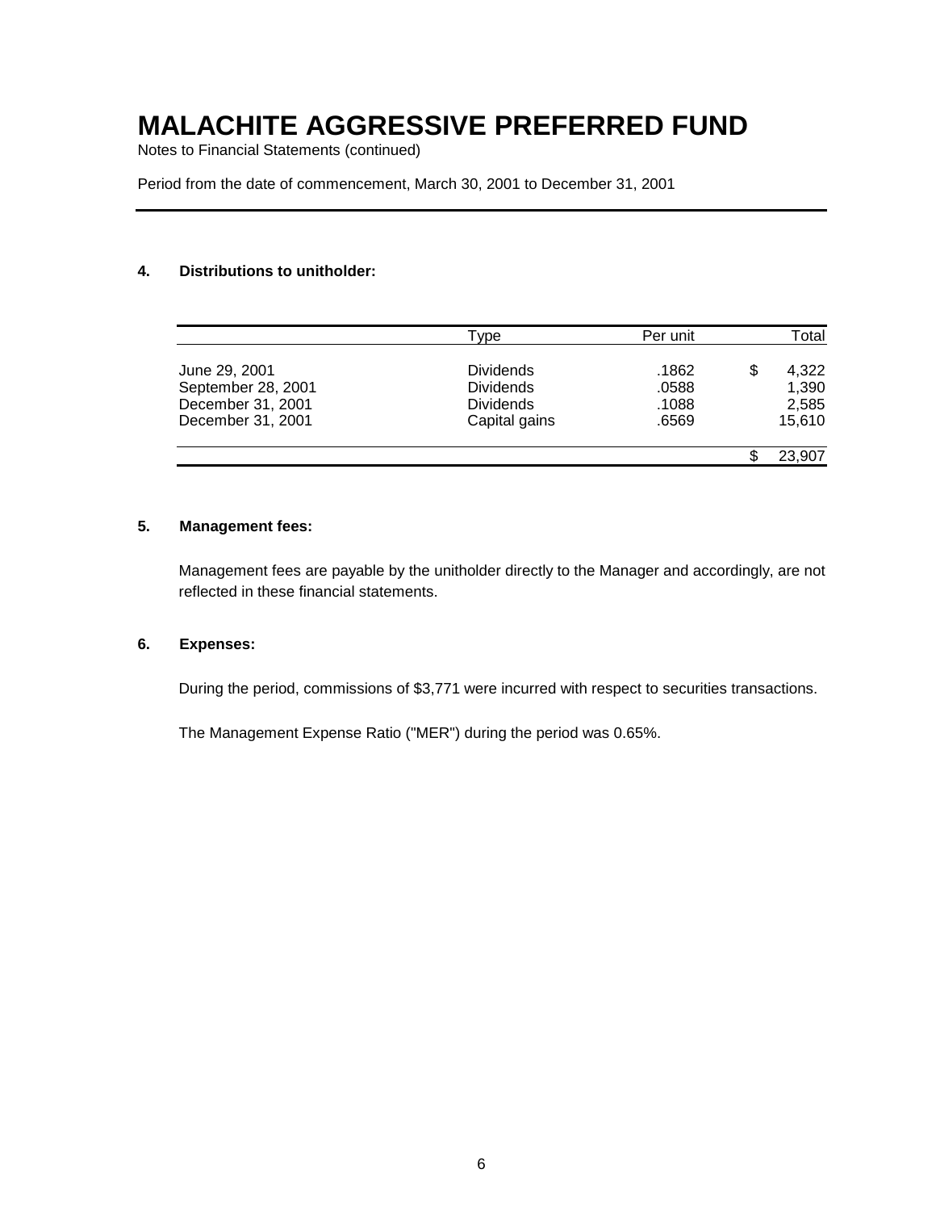# MALACHITE AGGRESSIVE PREFERRED FUND

Notes to Financial Statements (continued)

Period from the date of commencement, March 30, 2001 to December 31, 2001

**4. Distributions to unitholder:**

| | Type | Per unit | Total |
|---|---|---|---|
| June 29, 2001 | Dividends | .1862 | $ 4,322 |
| September 28, 2001 | Dividends | .0588 | 1,390 |
| December 31, 2001 | Dividends | .1088 | 2,585 |
| December 31, 2001 | Capital gains | .6569 | 15,610 |
| | | | $ 23,907 |

**5. Management fees:**

Management fees are payable by the unitholder directly to the Manager and accordingly, are not reflected in these financial statements.

**6. Expenses:**

During the period, commissions of $3,771 were incurred with respect to securities transactions.

The Management Expense Ratio ("MER") during the period was 0.65%.